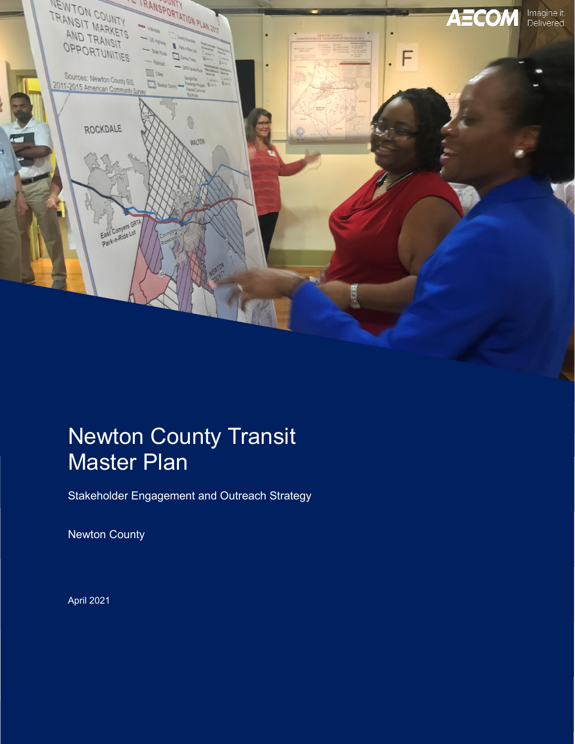# Newton County Transit Master Plan

Stakeholder Engagement and Outreach Strategy

Newton County

April 2021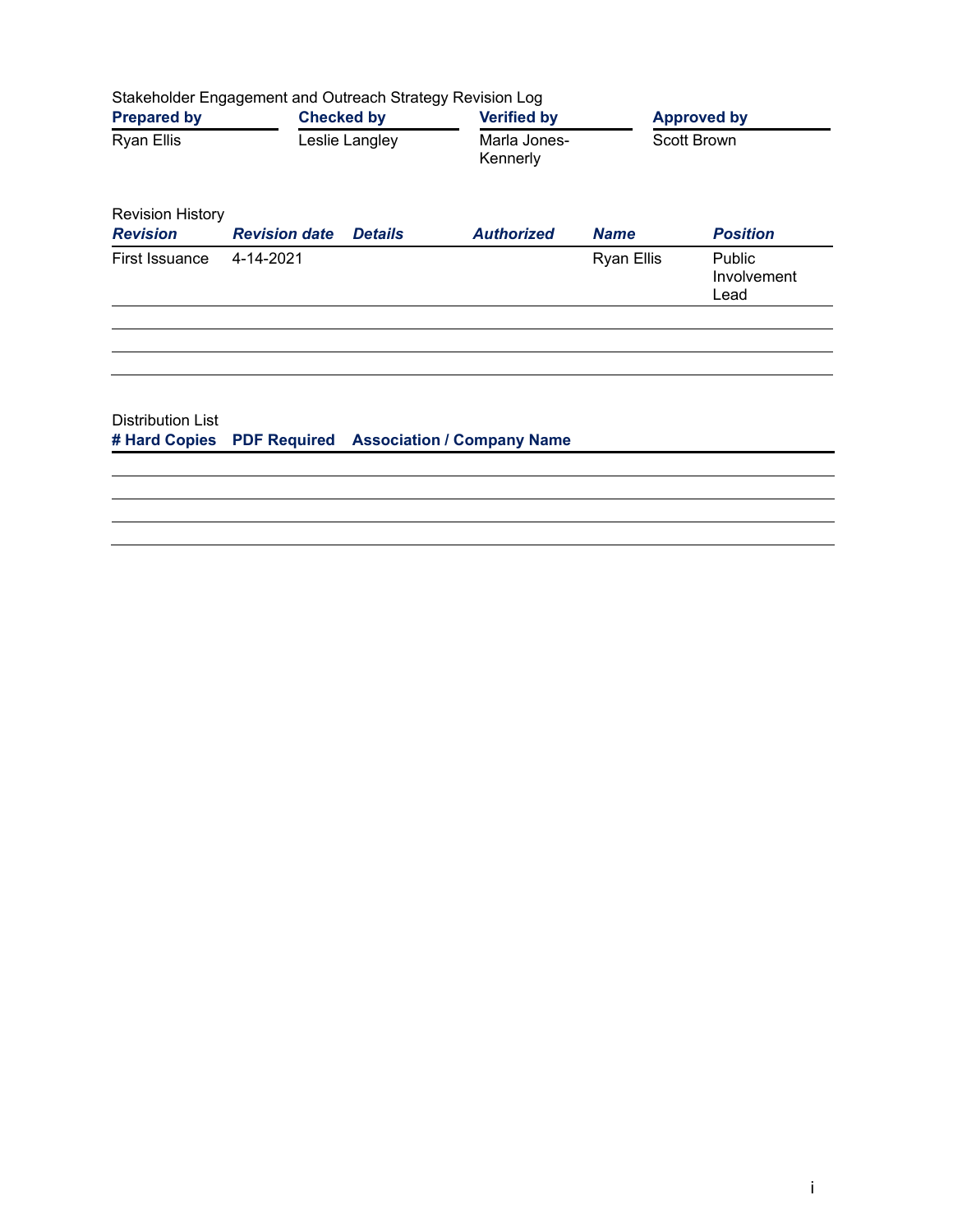Stakeholder Engagement and Outreach Strategy Revision Log

| Prepared by | Checked by | Verified by | Approved by |
| --- | --- | --- | --- |
| Ryan Ellis | Leslie Langley | Marla Jones-Kennerly | Scott Brown |

Revision History

| Revision | Revision date | Details | Authorized | Name | Position |
| --- | --- | --- | --- | --- | --- |
| First Issuance | 4-14-2021 | | | Ryan Ellis | Public Involvement Lead |
| | | | | | |
| | | | | | |
| | | | | | |

Distribution List

| # Hard Copies | PDF Required | Association / Company Name |
| --- | --- | --- |
| | | |
| | | |
| | | |
| | | |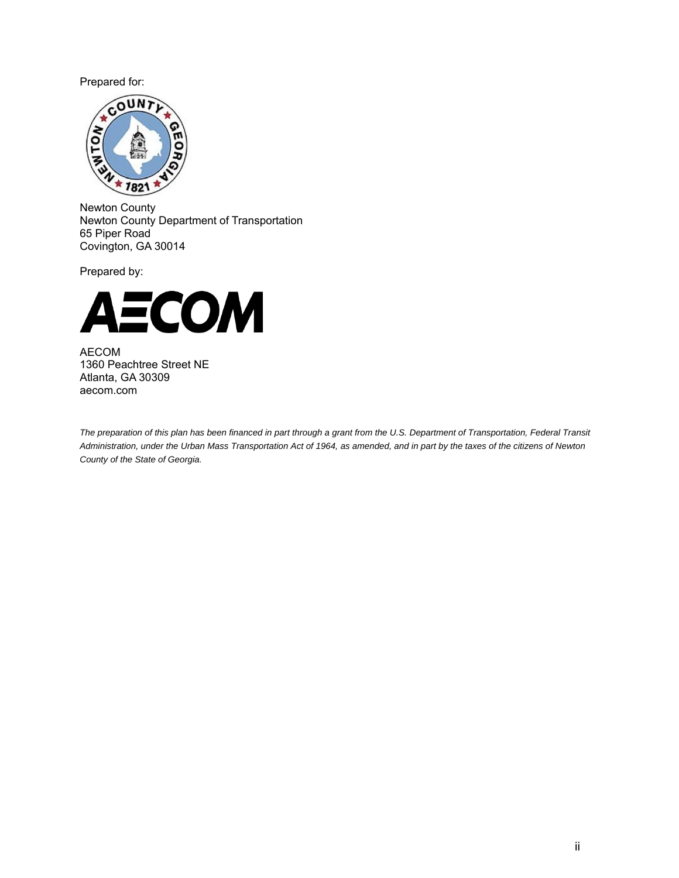Prepared for:

Newton County
Newton County Department of Transportation
65 Piper Road
Covington, GA 30014

Prepared by:

AECOM
1360 Peachtree Street NE
Atlanta, GA 30309
aecom.com

*The preparation of this plan has been financed in part through a grant from the U.S. Department of Transportation, Federal Transit Administration, under the Urban Mass Transportation Act of 1964, as amended, and in part by the taxes of the citizens of Newton County of the State of Georgia.*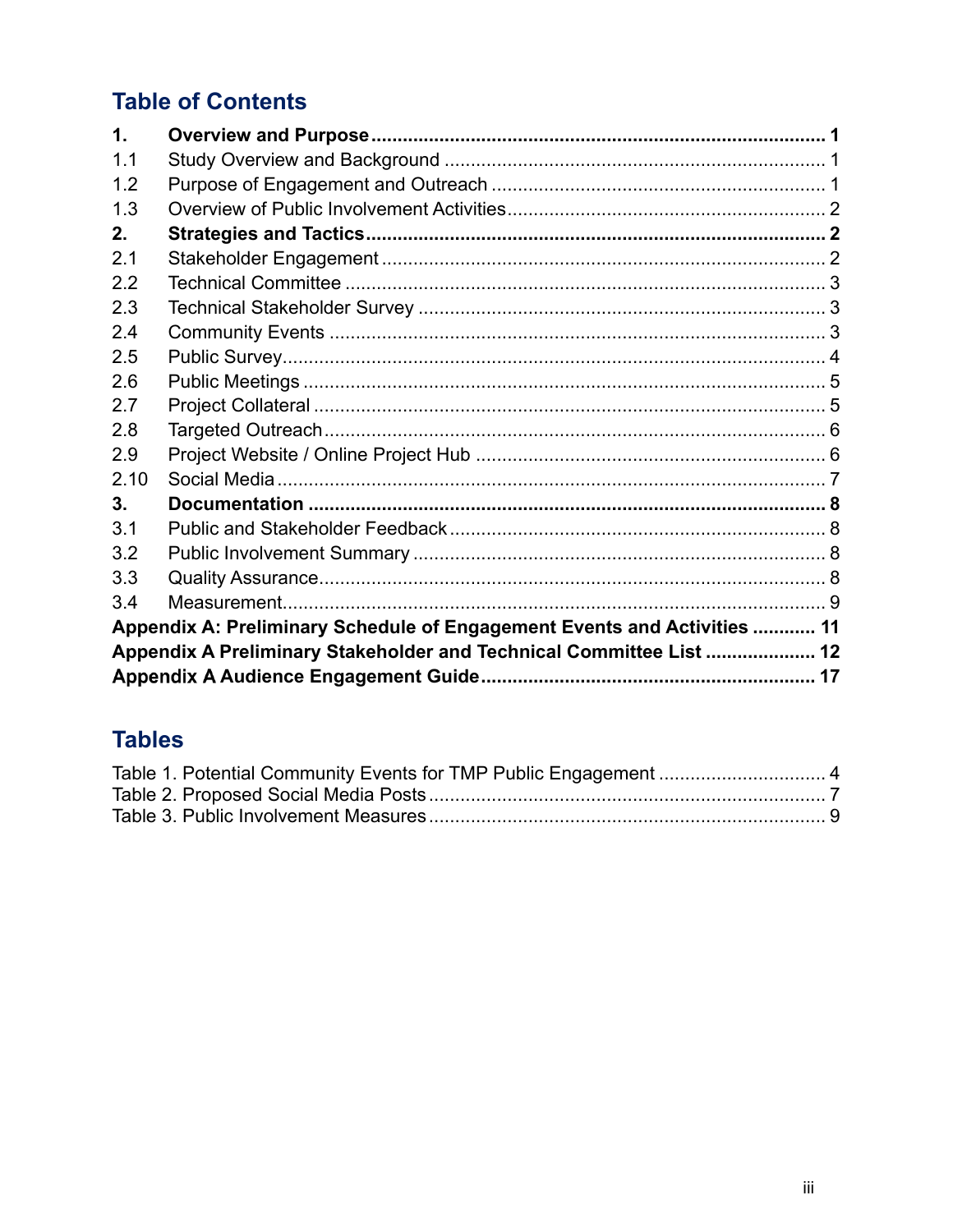## Table of Contents

**1. Overview and Purpose ........ 1**
1.1 Study Overview and Background ........ 1
1.2 Purpose of Engagement and Outreach ........ 1
1.3 Overview of Public Involvement Activities ........ 2
**2. Strategies and Tactics ........ 2**
2.1 Stakeholder Engagement ........ 2
2.2 Technical Committee ........ 3
2.3 Technical Stakeholder Survey ........ 3
2.4 Community Events ........ 3
2.5 Public Survey ........ 4
2.6 Public Meetings ........ 5
2.7 Project Collateral ........ 5
2.8 Targeted Outreach ........ 6
2.9 Project Website / Online Project Hub ........ 6
2.10 Social Media ........ 7
**3. Documentation ........ 8**
3.1 Public and Stakeholder Feedback ........ 8
3.2 Public Involvement Summary ........ 8
3.3 Quality Assurance ........ 8
3.4 Measurement ........ 9
**Appendix A: Preliminary Schedule of Engagement Events and Activities ........ 11**
**Appendix A Preliminary Stakeholder and Technical Committee List ........ 12**
**Appendix A Audience Engagement Guide ........ 17**

## Tables

Table 1. Potential Community Events for TMP Public Engagement ........ 4
Table 2. Proposed Social Media Posts ........ 7
Table 3. Public Involvement Measures ........ 9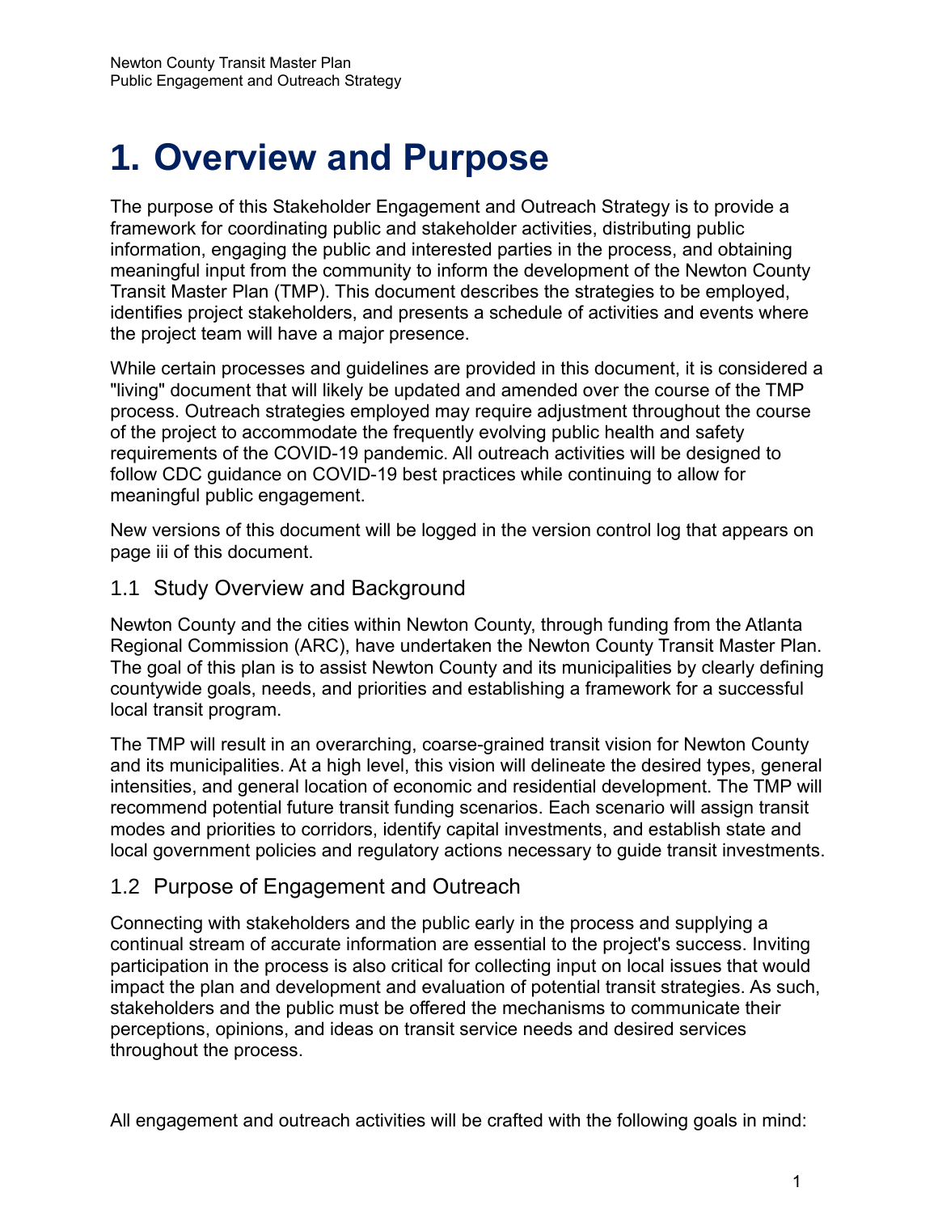# 1. Overview and Purpose

The purpose of this Stakeholder Engagement and Outreach Strategy is to provide a framework for coordinating public and stakeholder activities, distributing public information, engaging the public and interested parties in the process, and obtaining meaningful input from the community to inform the development of the Newton County Transit Master Plan (TMP). This document describes the strategies to be employed, identifies project stakeholders, and presents a schedule of activities and events where the project team will have a major presence.

While certain processes and guidelines are provided in this document, it is considered a "living" document that will likely be updated and amended over the course of the TMP process. Outreach strategies employed may require adjustment throughout the course of the project to accommodate the frequently evolving public health and safety requirements of the COVID-19 pandemic. All outreach activities will be designed to follow CDC guidance on COVID-19 best practices while continuing to allow for meaningful public engagement.

New versions of this document will be logged in the version control log that appears on page iii of this document.

## 1.1 Study Overview and Background

Newton County and the cities within Newton County, through funding from the Atlanta Regional Commission (ARC), have undertaken the Newton County Transit Master Plan. The goal of this plan is to assist Newton County and its municipalities by clearly defining countywide goals, needs, and priorities and establishing a framework for a successful local transit program.

The TMP will result in an overarching, coarse-grained transit vision for Newton County and its municipalities. At a high level, this vision will delineate the desired types, general intensities, and general location of economic and residential development. The TMP will recommend potential future transit funding scenarios. Each scenario will assign transit modes and priorities to corridors, identify capital investments, and establish state and local government policies and regulatory actions necessary to guide transit investments.

## 1.2 Purpose of Engagement and Outreach

Connecting with stakeholders and the public early in the process and supplying a continual stream of accurate information are essential to the project's success. Inviting participation in the process is also critical for collecting input on local issues that would impact the plan and development and evaluation of potential transit strategies. As such, stakeholders and the public must be offered the mechanisms to communicate their perceptions, opinions, and ideas on transit service needs and desired services throughout the process.

All engagement and outreach activities will be crafted with the following goals in mind: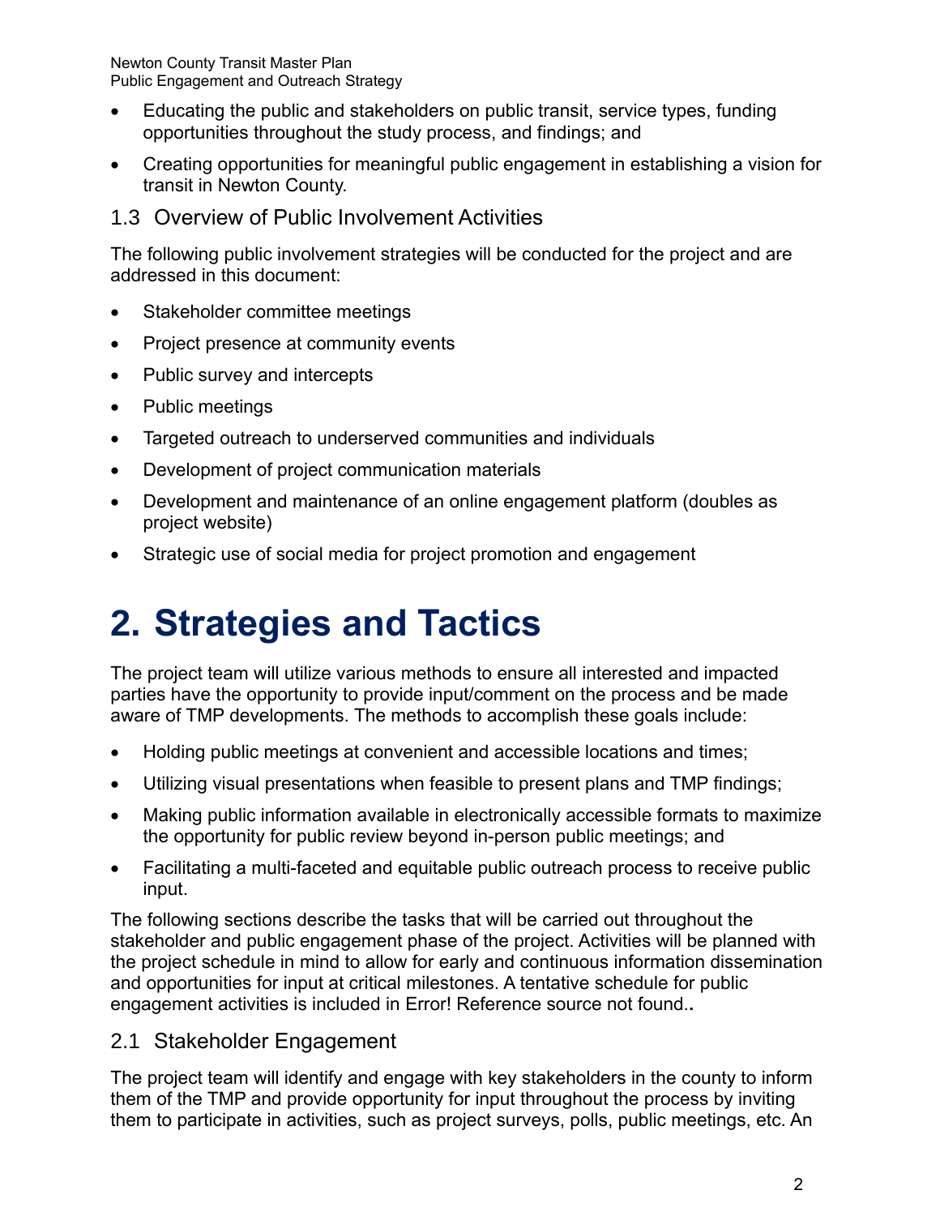- Educating the public and stakeholders on public transit, service types, funding opportunities throughout the study process, and findings; and
- Creating opportunities for meaningful public engagement in establishing a vision for transit in Newton County.

### 1.3 Overview of Public Involvement Activities

The following public involvement strategies will be conducted for the project and are addressed in this document:

- Stakeholder committee meetings
- Project presence at community events
- Public survey and intercepts
- Public meetings
- Targeted outreach to underserved communities and individuals
- Development of project communication materials
- Development and maintenance of an online engagement platform (doubles as project website)
- Strategic use of social media for project promotion and engagement

# 2. Strategies and Tactics

The project team will utilize various methods to ensure all interested and impacted parties have the opportunity to provide input/comment on the process and be made aware of TMP developments. The methods to accomplish these goals include:

- Holding public meetings at convenient and accessible locations and times;
- Utilizing visual presentations when feasible to present plans and TMP findings;
- Making public information available in electronically accessible formats to maximize the opportunity for public review beyond in-person public meetings; and
- Facilitating a multi-faceted and equitable public outreach process to receive public input.

The following sections describe the tasks that will be carried out throughout the stakeholder and public engagement phase of the project. Activities will be planned with the project schedule in mind to allow for early and continuous information dissemination and opportunities for input at critical milestones. A tentative schedule for public engagement activities is included in Error! Reference source not found..

### 2.1 Stakeholder Engagement

The project team will identify and engage with key stakeholders in the county to inform them of the TMP and provide opportunity for input throughout the process by inviting them to participate in activities, such as project surveys, polls, public meetings, etc. An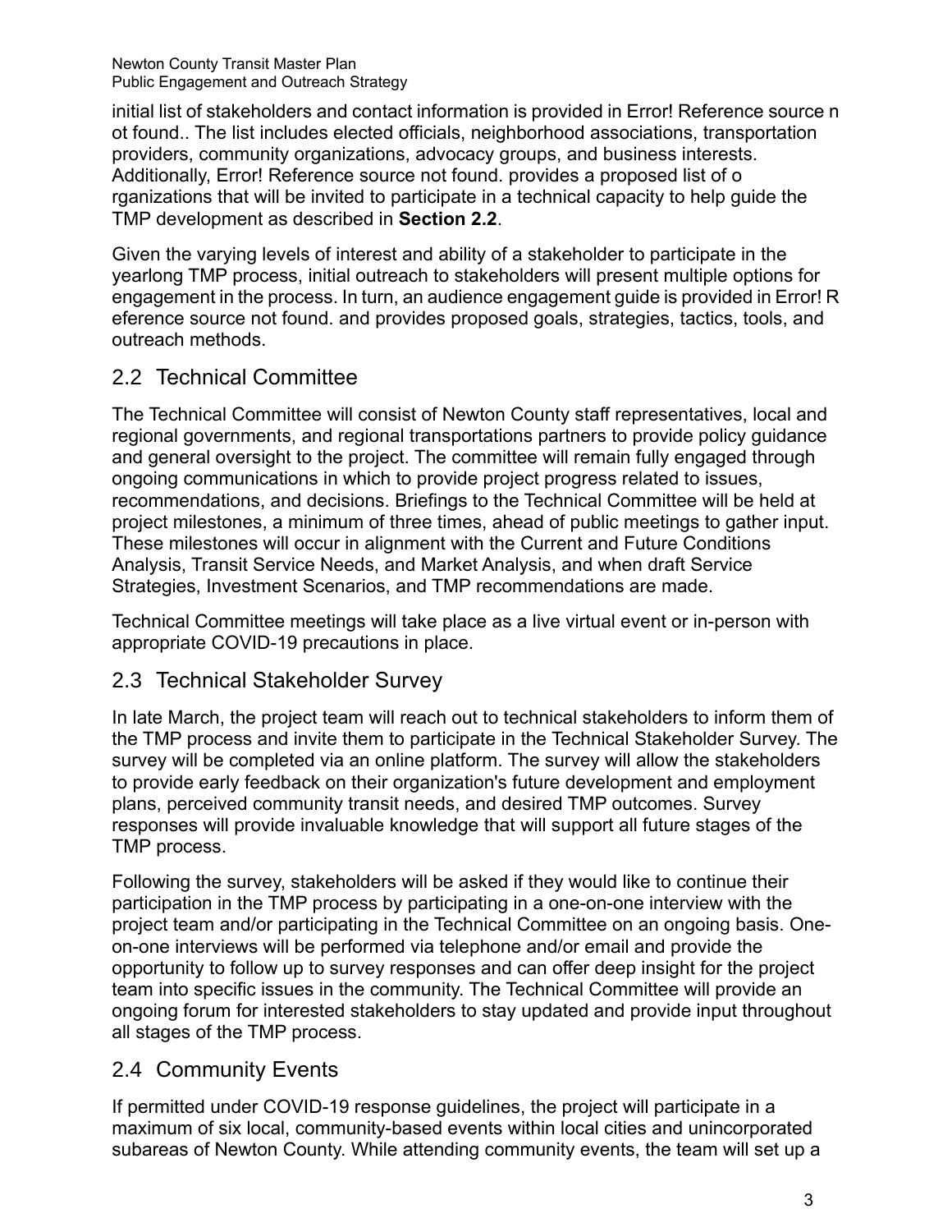initial list of stakeholders and contact information is provided in Error! Reference source not found.. The list includes elected officials, neighborhood associations, transportation providers, community organizations, advocacy groups, and business interests. Additionally, Error! Reference source not found. provides a proposed list of organizations that will be invited to participate in a technical capacity to help guide the TMP development as described in **Section 2.2**.

Given the varying levels of interest and ability of a stakeholder to participate in the yearlong TMP process, initial outreach to stakeholders will present multiple options for engagement in the process. In turn, an audience engagement guide is provided in Error! Reference source not found. and provides proposed goals, strategies, tactics, tools, and outreach methods.

## 2.2 Technical Committee

The Technical Committee will consist of Newton County staff representatives, local and regional governments, and regional transportations partners to provide policy guidance and general oversight to the project. The committee will remain fully engaged through ongoing communications in which to provide project progress related to issues, recommendations, and decisions. Briefings to the Technical Committee will be held at project milestones, a minimum of three times, ahead of public meetings to gather input. These milestones will occur in alignment with the Current and Future Conditions Analysis, Transit Service Needs, and Market Analysis, and when draft Service Strategies, Investment Scenarios, and TMP recommendations are made.

Technical Committee meetings will take place as a live virtual event or in-person with appropriate COVID-19 precautions in place.

## 2.3 Technical Stakeholder Survey

In late March, the project team will reach out to technical stakeholders to inform them of the TMP process and invite them to participate in the Technical Stakeholder Survey. The survey will be completed via an online platform. The survey will allow the stakeholders to provide early feedback on their organization's future development and employment plans, perceived community transit needs, and desired TMP outcomes. Survey responses will provide invaluable knowledge that will support all future stages of the TMP process.

Following the survey, stakeholders will be asked if they would like to continue their participation in the TMP process by participating in a one-on-one interview with the project team and/or participating in the Technical Committee on an ongoing basis. One-on-one interviews will be performed via telephone and/or email and provide the opportunity to follow up to survey responses and can offer deep insight for the project team into specific issues in the community. The Technical Committee will provide an ongoing forum for interested stakeholders to stay updated and provide input throughout all stages of the TMP process.

## 2.4 Community Events

If permitted under COVID-19 response guidelines, the project will participate in a maximum of six local, community-based events within local cities and unincorporated subareas of Newton County. While attending community events, the team will set up a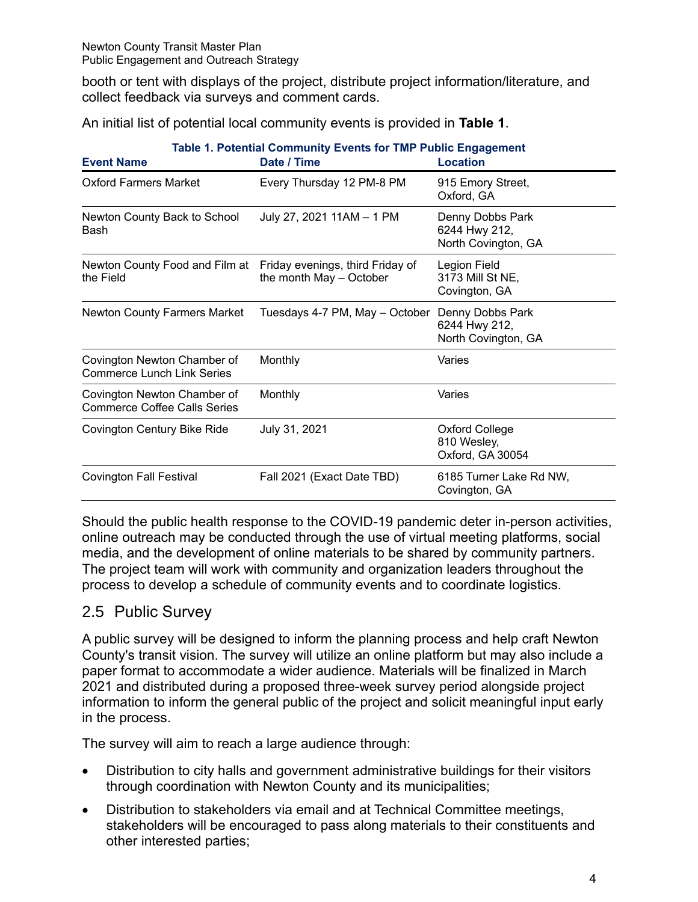booth or tent with displays of the project, distribute project information/literature, and collect feedback via surveys and comment cards.

An initial list of potential local community events is provided in **Table 1**.

**Table 1. Potential Community Events for TMP Public Engagement**

| Event Name | Date / Time | Location |
|---|---|---|
| Oxford Farmers Market | Every Thursday 12 PM-8 PM | 915 Emory Street, Oxford, GA |
| Newton County Back to School Bash | July 27, 2021 11AM – 1 PM | Denny Dobbs Park 6244 Hwy 212, North Covington, GA |
| Newton County Food and Film at the Field | Friday evenings, third Friday of the month May – October | Legion Field 3173 Mill St NE, Covington, GA |
| Newton County Farmers Market | Tuesdays 4-7 PM, May – October | Denny Dobbs Park 6244 Hwy 212, North Covington, GA |
| Covington Newton Chamber of Commerce Lunch Link Series | Monthly | Varies |
| Covington Newton Chamber of Commerce Coffee Calls Series | Monthly | Varies |
| Covington Century Bike Ride | July 31, 2021 | Oxford College 810 Wesley, Oxford, GA 30054 |
| Covington Fall Festival | Fall 2021 (Exact Date TBD) | 6185 Turner Lake Rd NW, Covington, GA |

Should the public health response to the COVID-19 pandemic deter in-person activities, online outreach may be conducted through the use of virtual meeting platforms, social media, and the development of online materials to be shared by community partners. The project team will work with community and organization leaders throughout the process to develop a schedule of community events and to coordinate logistics.

## 2.5 Public Survey

A public survey will be designed to inform the planning process and help craft Newton County's transit vision. The survey will utilize an online platform but may also include a paper format to accommodate a wider audience. Materials will be finalized in March 2021 and distributed during a proposed three-week survey period alongside project information to inform the general public of the project and solicit meaningful input early in the process.

The survey will aim to reach a large audience through:

- Distribution to city halls and government administrative buildings for their visitors through coordination with Newton County and its municipalities;
- Distribution to stakeholders via email and at Technical Committee meetings, stakeholders will be encouraged to pass along materials to their constituents and other interested parties;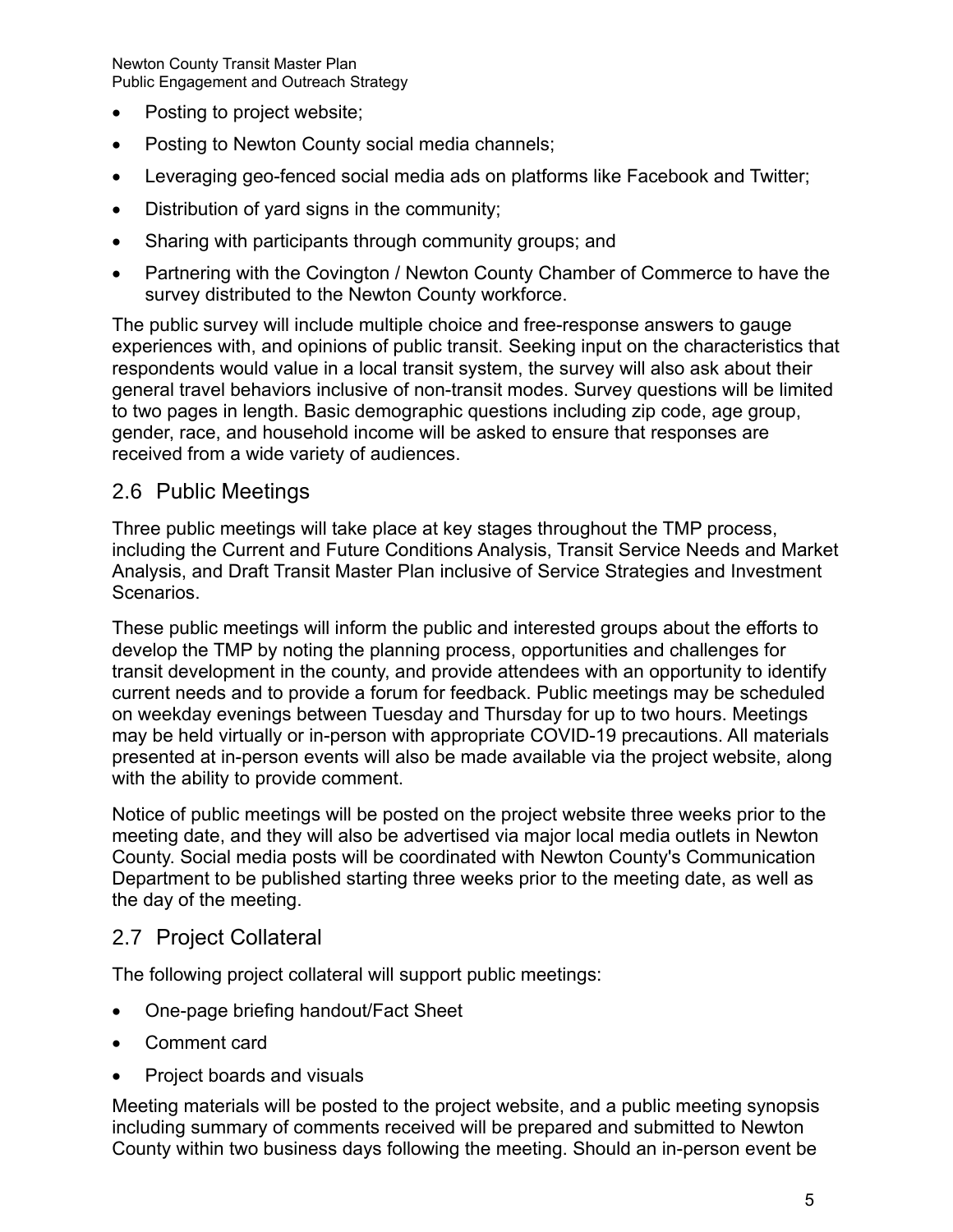- Posting to project website;
- Posting to Newton County social media channels;
- Leveraging geo-fenced social media ads on platforms like Facebook and Twitter;
- Distribution of yard signs in the community;
- Sharing with participants through community groups; and
- Partnering with the Covington / Newton County Chamber of Commerce to have the survey distributed to the Newton County workforce.

The public survey will include multiple choice and free-response answers to gauge experiences with, and opinions of public transit. Seeking input on the characteristics that respondents would value in a local transit system, the survey will also ask about their general travel behaviors inclusive of non-transit modes. Survey questions will be limited to two pages in length. Basic demographic questions including zip code, age group, gender, race, and household income will be asked to ensure that responses are received from a wide variety of audiences.

## 2.6 Public Meetings

Three public meetings will take place at key stages throughout the TMP process, including the Current and Future Conditions Analysis, Transit Service Needs and Market Analysis, and Draft Transit Master Plan inclusive of Service Strategies and Investment Scenarios.

These public meetings will inform the public and interested groups about the efforts to develop the TMP by noting the planning process, opportunities and challenges for transit development in the county, and provide attendees with an opportunity to identify current needs and to provide a forum for feedback. Public meetings may be scheduled on weekday evenings between Tuesday and Thursday for up to two hours. Meetings may be held virtually or in-person with appropriate COVID-19 precautions. All materials presented at in-person events will also be made available via the project website, along with the ability to provide comment.

Notice of public meetings will be posted on the project website three weeks prior to the meeting date, and they will also be advertised via major local media outlets in Newton County. Social media posts will be coordinated with Newton County's Communication Department to be published starting three weeks prior to the meeting date, as well as the day of the meeting.

## 2.7 Project Collateral

The following project collateral will support public meetings:

- One-page briefing handout/Fact Sheet
- Comment card
- Project boards and visuals

Meeting materials will be posted to the project website, and a public meeting synopsis including summary of comments received will be prepared and submitted to Newton County within two business days following the meeting. Should an in-person event be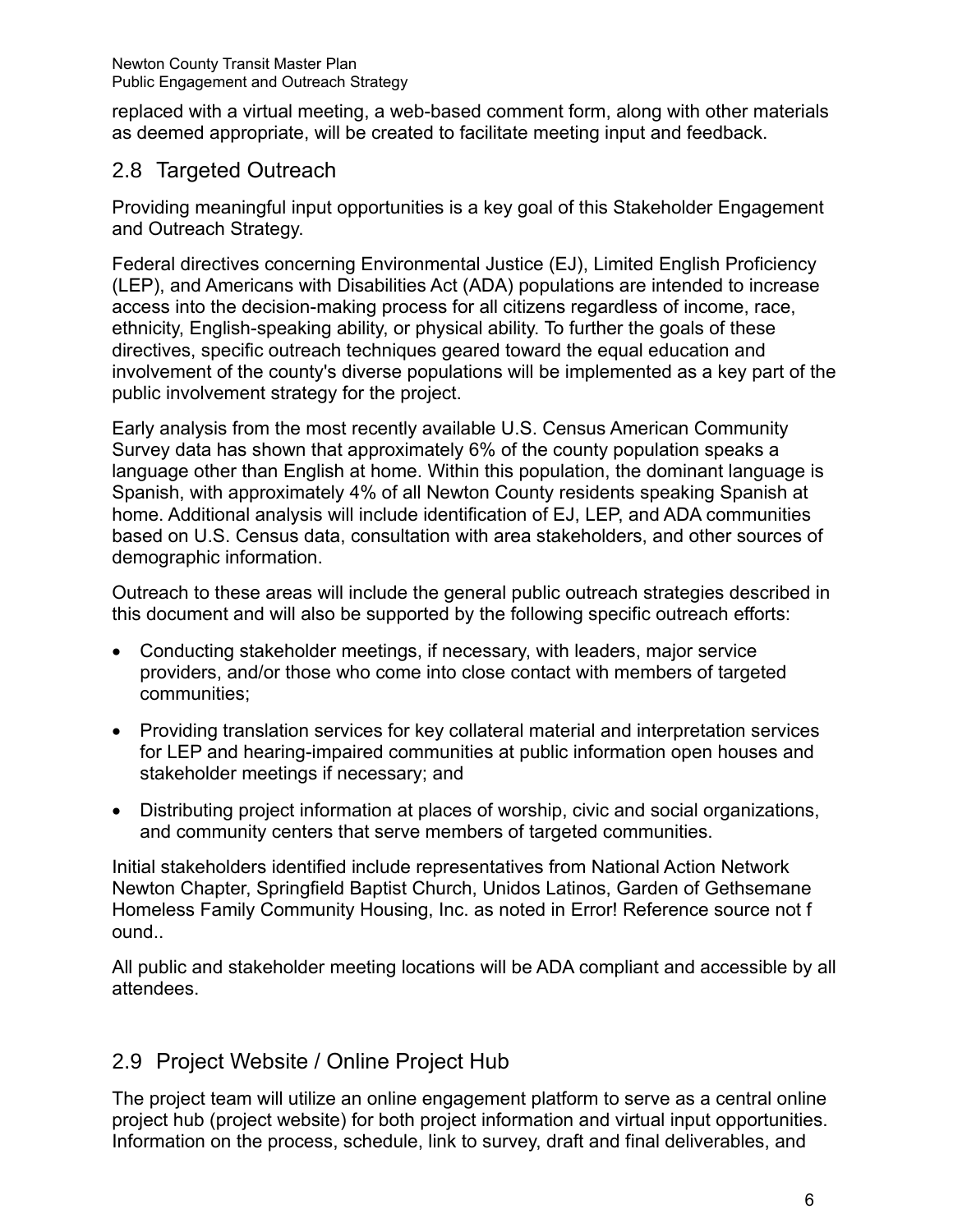replaced with a virtual meeting, a web-based comment form, along with other materials as deemed appropriate, will be created to facilitate meeting input and feedback.

## 2.8 Targeted Outreach

Providing meaningful input opportunities is a key goal of this Stakeholder Engagement and Outreach Strategy.

Federal directives concerning Environmental Justice (EJ), Limited English Proficiency (LEP), and Americans with Disabilities Act (ADA) populations are intended to increase access into the decision-making process for all citizens regardless of income, race, ethnicity, English-speaking ability, or physical ability. To further the goals of these directives, specific outreach techniques geared toward the equal education and involvement of the county's diverse populations will be implemented as a key part of the public involvement strategy for the project.

Early analysis from the most recently available U.S. Census American Community Survey data has shown that approximately 6% of the county population speaks a language other than English at home. Within this population, the dominant language is Spanish, with approximately 4% of all Newton County residents speaking Spanish at home. Additional analysis will include identification of EJ, LEP, and ADA communities based on U.S. Census data, consultation with area stakeholders, and other sources of demographic information.

Outreach to these areas will include the general public outreach strategies described in this document and will also be supported by the following specific outreach efforts:

- Conducting stakeholder meetings, if necessary, with leaders, major service providers, and/or those who come into close contact with members of targeted communities;
- Providing translation services for key collateral material and interpretation services for LEP and hearing-impaired communities at public information open houses and stakeholder meetings if necessary; and
- Distributing project information at places of worship, civic and social organizations, and community centers that serve members of targeted communities.

Initial stakeholders identified include representatives from National Action Network Newton Chapter, Springfield Baptist Church, Unidos Latinos, Garden of Gethsemane Homeless Family Community Housing, Inc. as noted in Error! Reference source not found..

All public and stakeholder meeting locations will be ADA compliant and accessible by all attendees.

## 2.9 Project Website / Online Project Hub

The project team will utilize an online engagement platform to serve as a central online project hub (project website) for both project information and virtual input opportunities. Information on the process, schedule, link to survey, draft and final deliverables, and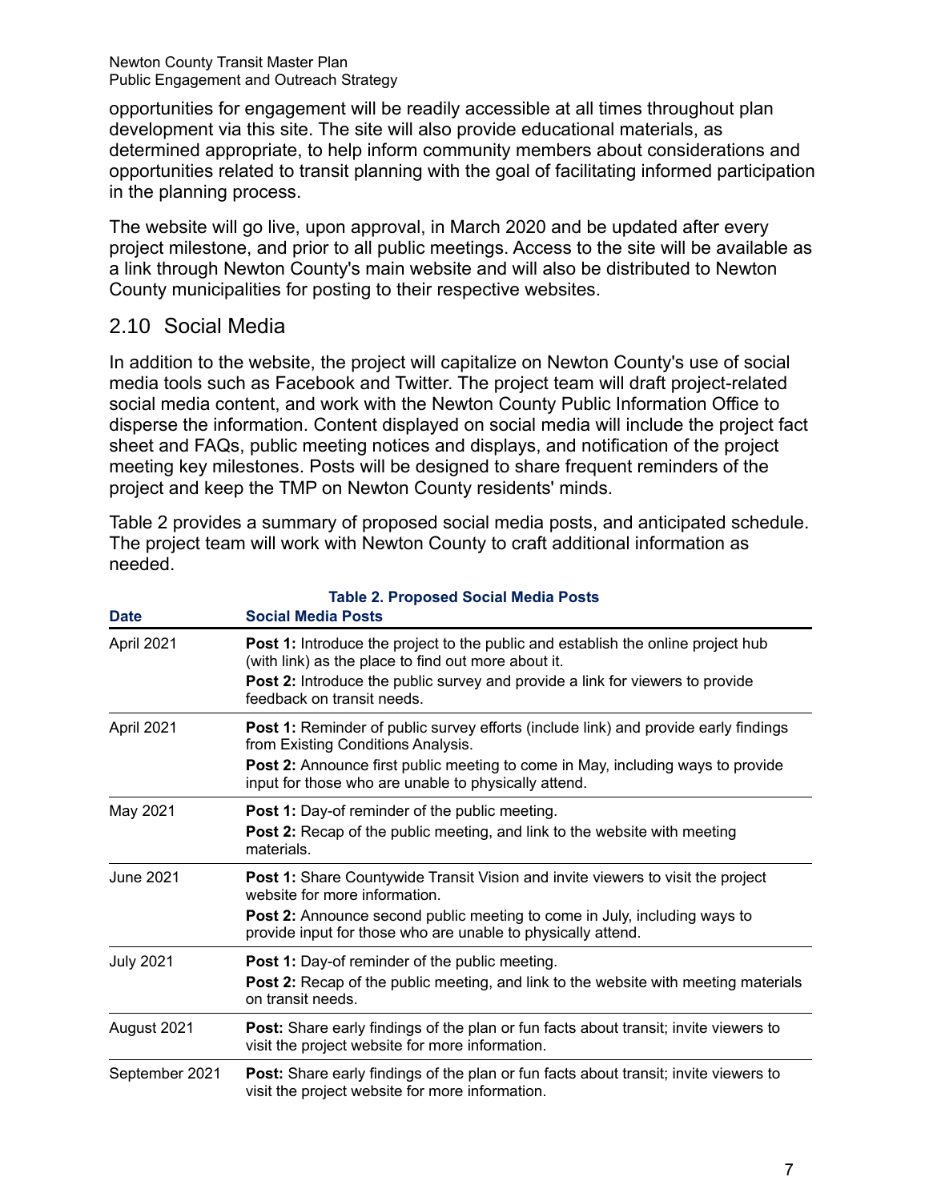opportunities for engagement will be readily accessible at all times throughout plan development via this site. The site will also provide educational materials, as determined appropriate, to help inform community members about considerations and opportunities related to transit planning with the goal of facilitating informed participation in the planning process.

The website will go live, upon approval, in March 2020 and be updated after every project milestone, and prior to all public meetings. Access to the site will be available as a link through Newton County's main website and will also be distributed to Newton County municipalities for posting to their respective websites.

## 2.10 Social Media

In addition to the website, the project will capitalize on Newton County's use of social media tools such as Facebook and Twitter. The project team will draft project-related social media content, and work with the Newton County Public Information Office to disperse the information. Content displayed on social media will include the project fact sheet and FAQs, public meeting notices and displays, and notification of the project meeting key milestones. Posts will be designed to share frequent reminders of the project and keep the TMP on Newton County residents' minds.

Table 2 provides a summary of proposed social media posts, and anticipated schedule. The project team will work with Newton County to craft additional information as needed.

**Table 2. Proposed Social Media Posts**

| Date | Social Media Posts |
|---|---|
| April 2021 | **Post 1:** Introduce the project to the public and establish the online project hub (with link) as the place to find out more about it.<br>**Post 2:** Introduce the public survey and provide a link for viewers to provide feedback on transit needs. |
| April 2021 | **Post 1:** Reminder of public survey efforts (include link) and provide early findings from Existing Conditions Analysis.<br>**Post 2:** Announce first public meeting to come in May, including ways to provide input for those who are unable to physically attend. |
| May 2021 | **Post 1:** Day-of reminder of the public meeting.<br>**Post 2:** Recap of the public meeting, and link to the website with meeting materials. |
| June 2021 | **Post 1:** Share Countywide Transit Vision and invite viewers to visit the project website for more information.<br>**Post 2:** Announce second public meeting to come in July, including ways to provide input for those who are unable to physically attend. |
| July 2021 | **Post 1:** Day-of reminder of the public meeting.<br>**Post 2:** Recap of the public meeting, and link to the website with meeting materials on transit needs. |
| August 2021 | **Post:** Share early findings of the plan or fun facts about transit; invite viewers to visit the project website for more information. |
| September 2021 | **Post:** Share early findings of the plan or fun facts about transit; invite viewers to visit the project website for more information. |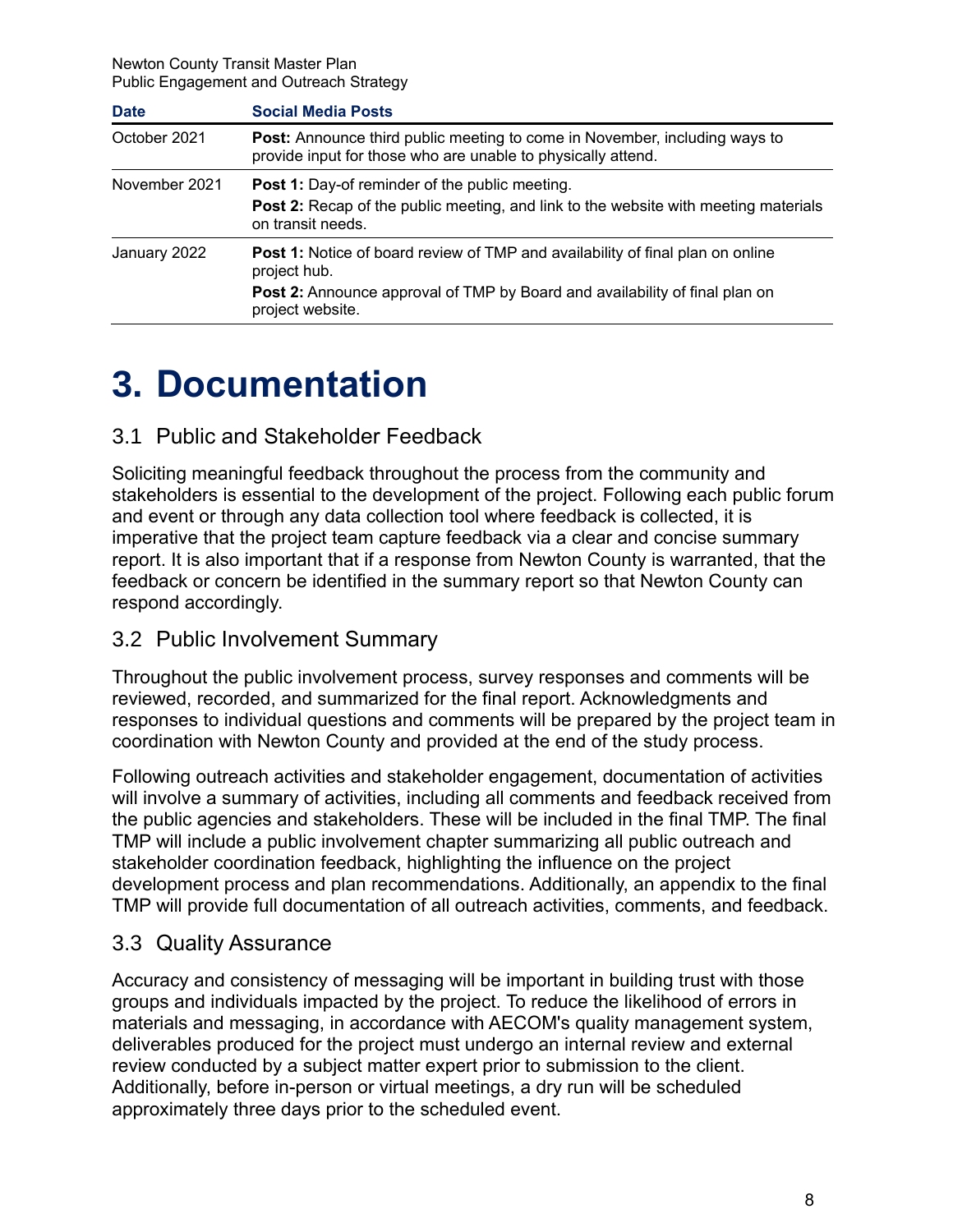| Date | Social Media Posts |
|---|---|
| October 2021 | **Post:** Announce third public meeting to come in November, including ways to provide input for those who are unable to physically attend. |
| November 2021 | **Post 1:** Day-of reminder of the public meeting.<br>**Post 2:** Recap of the public meeting, and link to the website with meeting materials on transit needs. |
| January 2022 | **Post 1:** Notice of board review of TMP and availability of final plan on online project hub.<br>**Post 2:** Announce approval of TMP by Board and availability of final plan on project website. |

# 3. Documentation

## 3.1 Public and Stakeholder Feedback

Soliciting meaningful feedback throughout the process from the community and stakeholders is essential to the development of the project. Following each public forum and event or through any data collection tool where feedback is collected, it is imperative that the project team capture feedback via a clear and concise summary report. It is also important that if a response from Newton County is warranted, that the feedback or concern be identified in the summary report so that Newton County can respond accordingly.

## 3.2 Public Involvement Summary

Throughout the public involvement process, survey responses and comments will be reviewed, recorded, and summarized for the final report. Acknowledgments and responses to individual questions and comments will be prepared by the project team in coordination with Newton County and provided at the end of the study process.

Following outreach activities and stakeholder engagement, documentation of activities will involve a summary of activities, including all comments and feedback received from the public agencies and stakeholders. These will be included in the final TMP. The final TMP will include a public involvement chapter summarizing all public outreach and stakeholder coordination feedback, highlighting the influence on the project development process and plan recommendations. Additionally, an appendix to the final TMP will provide full documentation of all outreach activities, comments, and feedback.

## 3.3 Quality Assurance

Accuracy and consistency of messaging will be important in building trust with those groups and individuals impacted by the project. To reduce the likelihood of errors in materials and messaging, in accordance with AECOM's quality management system, deliverables produced for the project must undergo an internal review and external review conducted by a subject matter expert prior to submission to the client. Additionally, before in-person or virtual meetings, a dry run will be scheduled approximately three days prior to the scheduled event.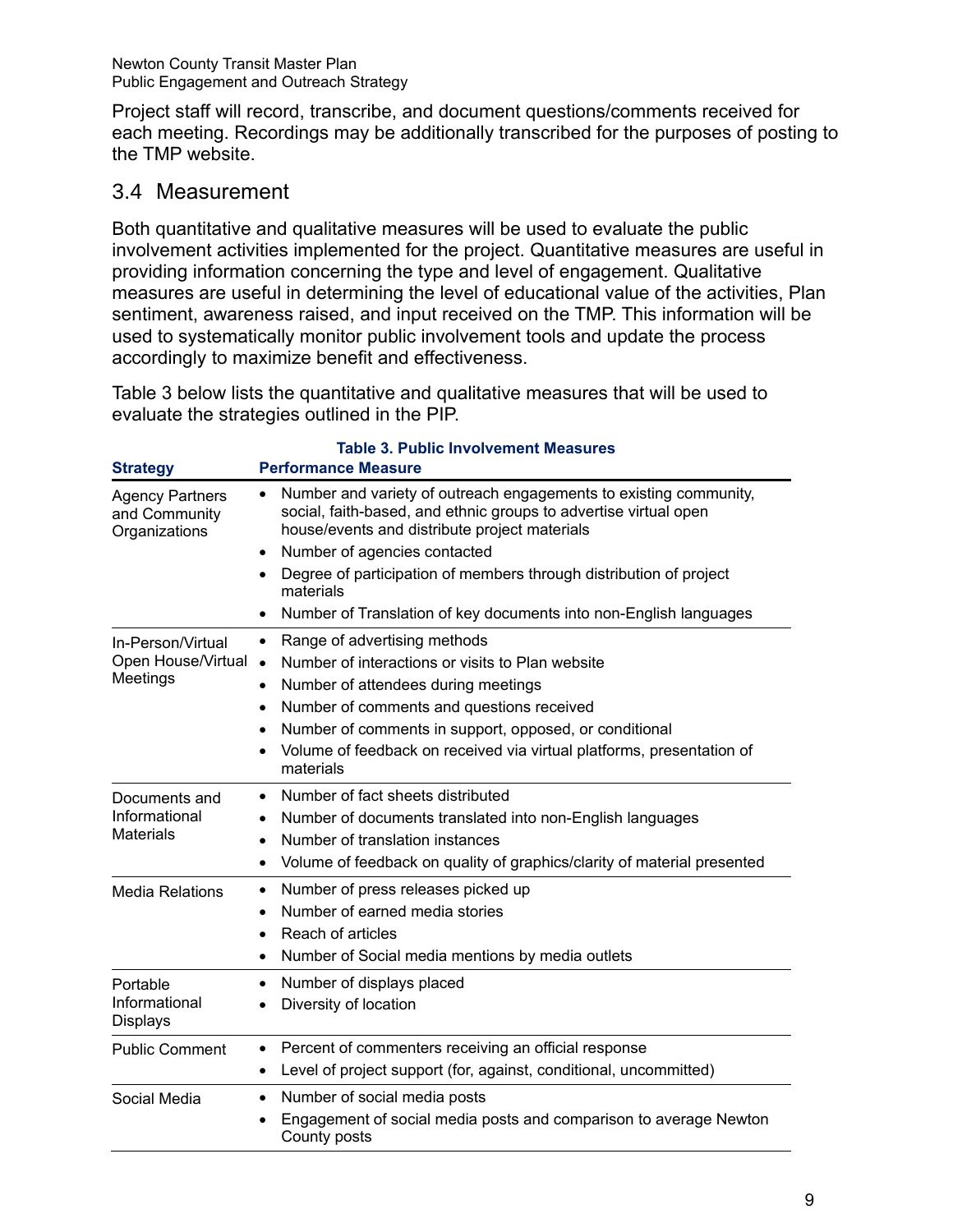Project staff will record, transcribe, and document questions/comments received for each meeting. Recordings may be additionally transcribed for the purposes of posting to the TMP website.

## 3.4 Measurement

Both quantitative and qualitative measures will be used to evaluate the public involvement activities implemented for the project. Quantitative measures are useful in providing information concerning the type and level of engagement. Qualitative measures are useful in determining the level of educational value of the activities, Plan sentiment, awareness raised, and input received on the TMP. This information will be used to systematically monitor public involvement tools and update the process accordingly to maximize benefit and effectiveness.

Table 3 below lists the quantitative and qualitative measures that will be used to evaluate the strategies outlined in the PIP.

**Table 3. Public Involvement Measures**

| Strategy | Performance Measure |
|---|---|
| Agency Partners and Community Organizations | • Number and variety of outreach engagements to existing community, social, faith-based, and ethnic groups to advertise virtual open house/events and distribute project materials<br>• Number of agencies contacted<br>• Degree of participation of members through distribution of project materials<br>• Number of Translation of key documents into non-English languages |
| In-Person/Virtual Open House/Virtual Meetings | • Range of advertising methods<br>• Number of interactions or visits to Plan website<br>• Number of attendees during meetings<br>• Number of comments and questions received<br>• Number of comments in support, opposed, or conditional<br>• Volume of feedback on received via virtual platforms, presentation of materials |
| Documents and Informational Materials | • Number of fact sheets distributed<br>• Number of documents translated into non-English languages<br>• Number of translation instances<br>• Volume of feedback on quality of graphics/clarity of material presented |
| Media Relations | • Number of press releases picked up<br>• Number of earned media stories<br>• Reach of articles<br>• Number of Social media mentions by media outlets |
| Portable Informational Displays | • Number of displays placed<br>• Diversity of location |
| Public Comment | • Percent of commenters receiving an official response<br>• Level of project support (for, against, conditional, uncommitted) |
| Social Media | • Number of social media posts<br>• Engagement of social media posts and comparison to average Newton County posts |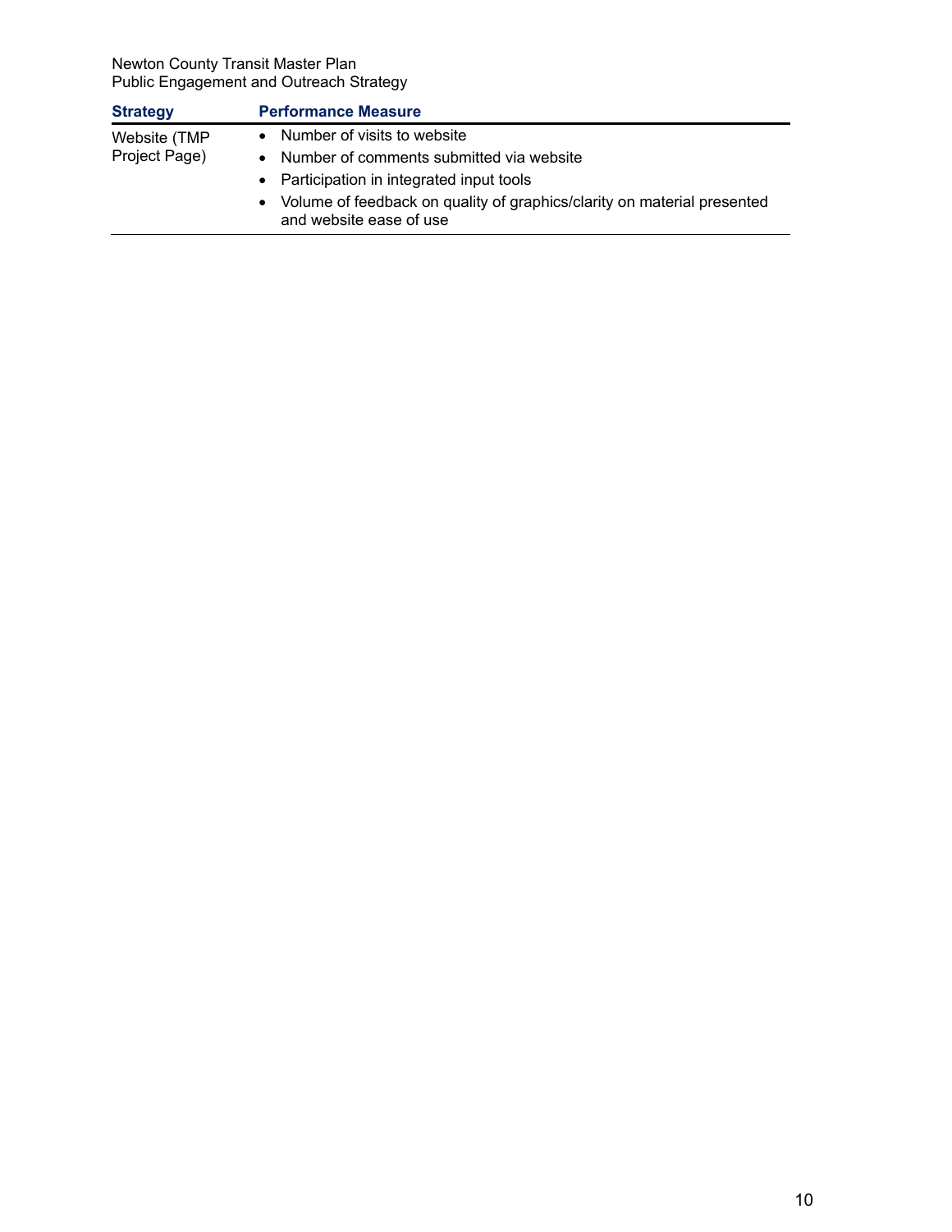| Strategy | Performance Measure |
|---|---|
| Website (TMP Project Page) | • Number of visits to website<br>• Number of comments submitted via website<br>• Participation in integrated input tools<br>• Volume of feedback on quality of graphics/clarity on material presented and website ease of use |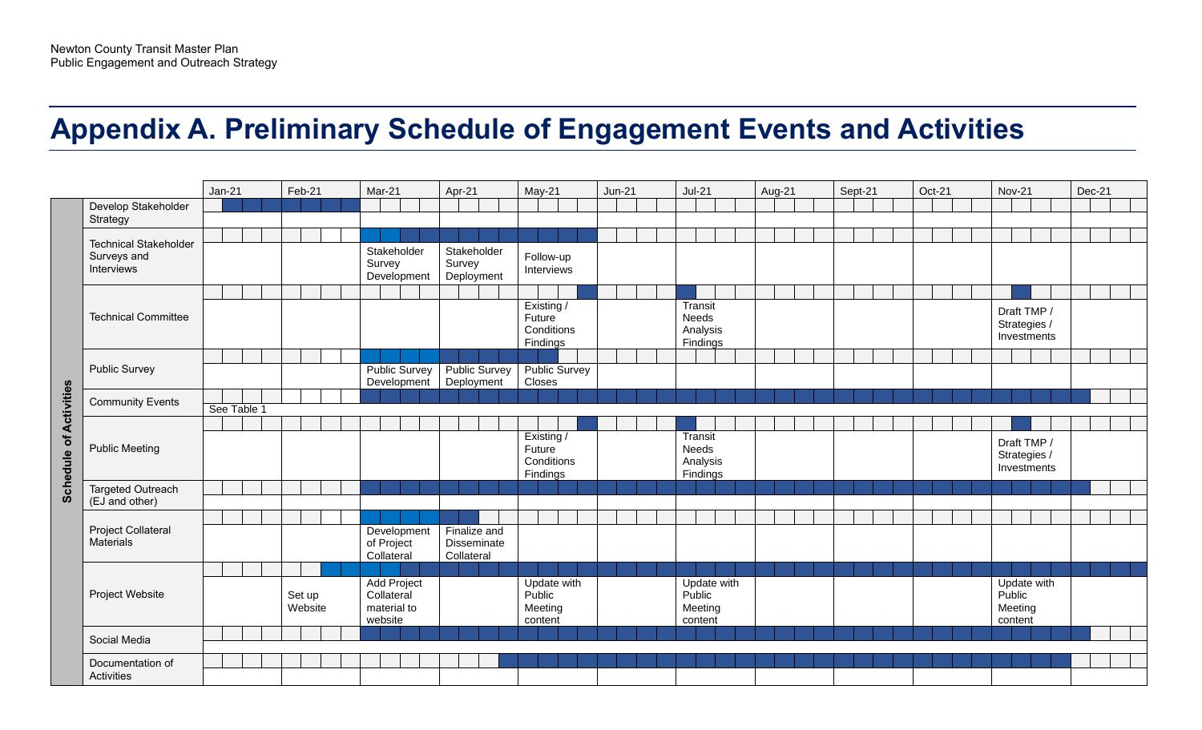# Appendix A. Preliminary Schedule of Engagement Events and Activities

| Schedule of Activities | Jan-21 | Feb-21 | Mar-21 | Apr-21 | May-21 | Jun-21 | Jul-21 | Aug-21 | Sept-21 | Oct-21 | Nov-21 | Dec-21 |
|---|---|---|---|---|---|---|---|---|---|---|---|---|
| Develop Stakeholder Strategy | | | | | | | | | | | | |
| Technical Stakeholder Surveys and Interviews | | | Stakeholder Survey Development | Stakeholder Survey Deployment | Follow-up Interviews | | | | | | | |
| Technical Committee | | | | | Existing / Future Conditions Findings | | Transit Needs Analysis Findings | | | | Draft TMP / Strategies / Investments | |
| Public Survey | | | Public Survey Development | Public Survey Deployment | Public Survey Closes | | | | | | | |
| Community Events | See Table 1 | | | | | | | | | | | |
| Public Meeting | | | | | Existing / Future Conditions Findings | | Transit Needs Analysis Findings | | | | Draft TMP / Strategies / Investments | |
| Targeted Outreach (EJ and other) | | | | | | | | | | | | |
| Project Collateral Materials | | | Development of Project Collateral | Finalize and Disseminate Collateral | | | | | | | | |
| Project Website | | Set up Website | Add Project Collateral material to website | | Update with Public Meeting content | | Update with Public Meeting content | | | | Update with Public Meeting content | |
| Social Media | | | | | | | | | | | | |
| Documentation of Activities | | | | | | | | | | | | |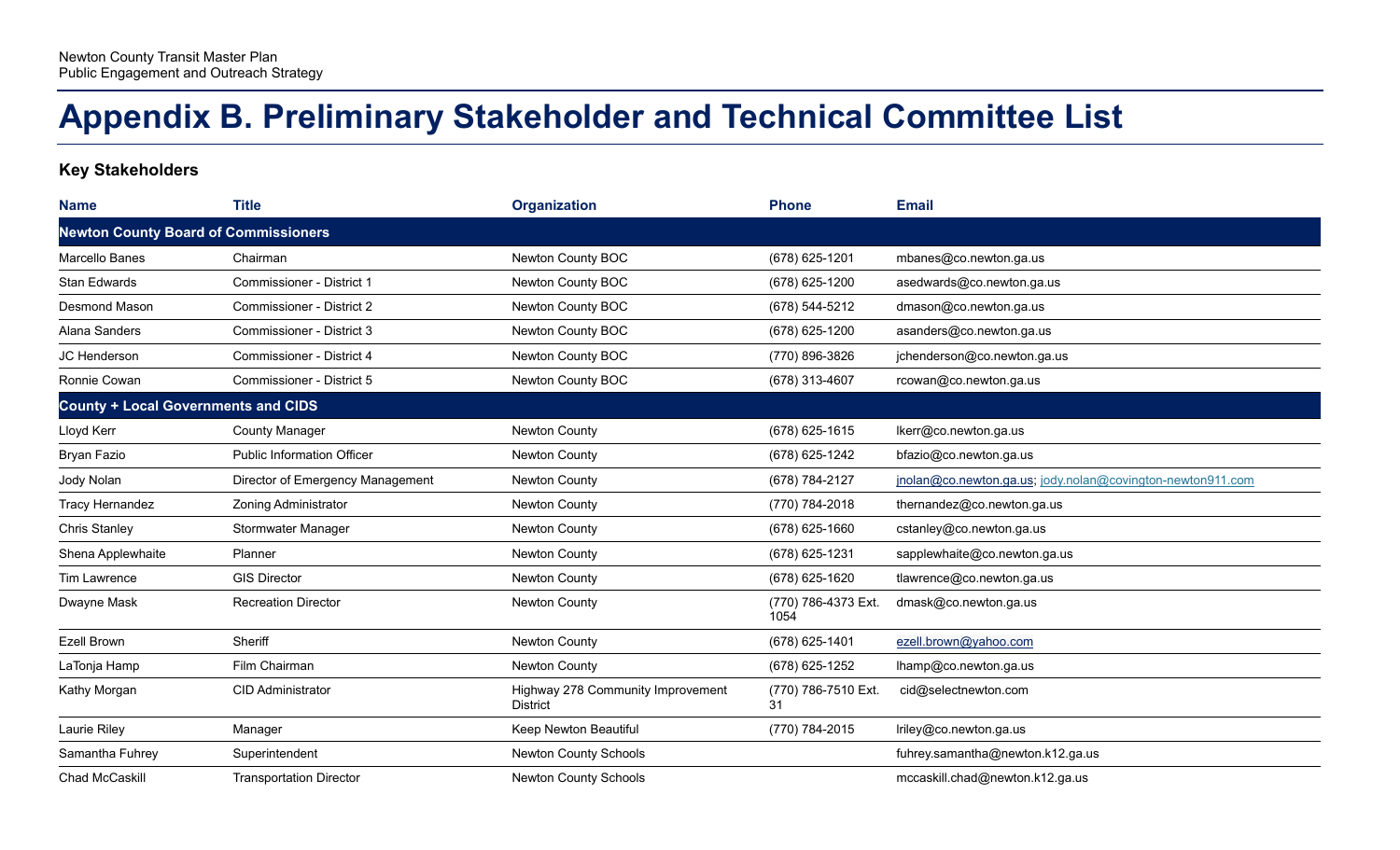# Appendix B. Preliminary Stakeholder and Technical Committee List

## Key Stakeholders

| Name | Title | Organization | Phone | Email |
|---|---|---|---|---|
| **Newton County Board of Commissioners** | | | | |
| Marcello Banes | Chairman | Newton County BOC | (678) 625-1201 | mbanes@co.newton.ga.us |
| Stan Edwards | Commissioner - District 1 | Newton County BOC | (678) 625-1200 | asedwards@co.newton.ga.us |
| Desmond Mason | Commissioner - District 2 | Newton County BOC | (678) 544-5212 | dmason@co.newton.ga.us |
| Alana Sanders | Commissioner - District 3 | Newton County BOC | (678) 625-1200 | asanders@co.newton.ga.us |
| JC Henderson | Commissioner - District 4 | Newton County BOC | (770) 896-3826 | jchenderson@co.newton.ga.us |
| Ronnie Cowan | Commissioner - District 5 | Newton County BOC | (678) 313-4607 | rcowan@co.newton.ga.us |
| **County + Local Governments and CIDS** | | | | |
| Lloyd Kerr | County Manager | Newton County | (678) 625-1615 | lkerr@co.newton.ga.us |
| Bryan Fazio | Public Information Officer | Newton County | (678) 625-1242 | bfazio@co.newton.ga.us |
| Jody Nolan | Director of Emergency Management | Newton County | (678) 784-2127 | jnolan@co.newton.ga.us; jody.nolan@covington-newton911.com |
| Tracy Hernandez | Zoning Administrator | Newton County | (770) 784-2018 | thernandez@co.newton.ga.us |
| Chris Stanley | Stormwater Manager | Newton County | (678) 625-1660 | cstanley@co.newton.ga.us |
| Shena Applewhaite | Planner | Newton County | (678) 625-1231 | sapplewhaite@co.newton.ga.us |
| Tim Lawrence | GIS Director | Newton County | (678) 625-1620 | tlawrence@co.newton.ga.us |
| Dwayne Mask | Recreation Director | Newton County | (770) 786-4373 Ext. 1054 | dmask@co.newton.ga.us |
| Ezell Brown | Sheriff | Newton County | (678) 625-1401 | ezell.brown@yahoo.com |
| LaTonja Hamp | Film Chairman | Newton County | (678) 625-1252 | lhamp@co.newton.ga.us |
| Kathy Morgan | CID Administrator | Highway 278 Community Improvement District | (770) 786-7510 Ext. 31 | cid@selectnewton.com |
| Laurie Riley | Manager | Keep Newton Beautiful | (770) 784-2015 | lriley@co.newton.ga.us |
| Samantha Fuhrey | Superintendent | Newton County Schools | | fuhrey.samantha@newton.k12.ga.us |
| Chad McCaskill | Transportation Director | Newton County Schools | | mccaskill.chad@newton.k12.ga.us |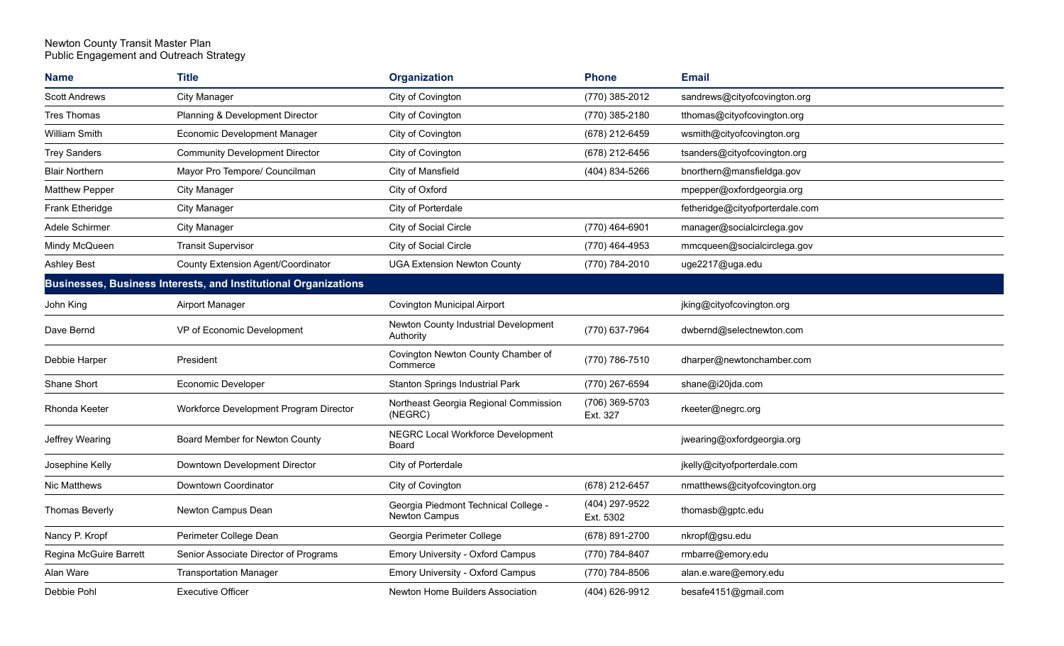Newton County Transit Master Plan
Public Engagement and Outreach Strategy

| Name | Title | Organization | Phone | Email |
|---|---|---|---|---|
| Scott Andrews | City Manager | City of Covington | (770) 385-2012 | sandrews@cityofcovington.org |
| Tres Thomas | Planning & Development Director | City of Covington | (770) 385-2180 | tthomas@cityofcovington.org |
| William Smith | Economic Development Manager | City of Covington | (678) 212-6459 | wsmith@cityofcovington.org |
| Trey Sanders | Community Development Director | City of Covington | (678) 212-6456 | tsanders@cityofcovington.org |
| Blair Northern | Mayor Pro Tempore/ Councilman | City of Mansfield | (404) 834-5266 | bnorthern@mansfieldga.gov |
| Matthew Pepper | City Manager | City of Oxford | | mpepper@oxfordgeorgia.org |
| Frank Etheridge | City Manager | City of Porterdale | | fetheridge@cityofporterdale.com |
| Adele Schirmer | City Manager | City of Social Circle | (770) 464-6901 | manager@socialcirclega.gov |
| Mindy McQueen | Transit Supervisor | City of Social Circle | (770) 464-4953 | mmcqueen@socialcirclega.gov |
| Ashley Best | County Extension Agent/Coordinator | UGA Extension Newton County | (770) 784-2010 | uge2217@uga.edu |
| **Businesses, Business Interests, and Institutional Organizations** | | | | |
| John King | Airport Manager | Covington Municipal Airport | | jking@cityofcovington.org |
| Dave Bernd | VP of Economic Development | Newton County Industrial Development Authority | (770) 637-7964 | dwbernd@selectnewton.com |
| Debbie Harper | President | Covington Newton County Chamber of Commerce | (770) 786-7510 | dharper@newtonchamber.com |
| Shane Short | Economic Developer | Stanton Springs Industrial Park | (770) 267-6594 | shane@i20jda.com |
| Rhonda Keeter | Workforce Development Program Director | Northeast Georgia Regional Commission (NEGRC) | (706) 369-5703 Ext. 327 | rkeeter@negrc.org |
| Jeffrey Wearing | Board Member for Newton County | NEGRC Local Workforce Development Board | | jwearing@oxfordgeorgia.org |
| Josephine Kelly | Downtown Development Director | City of Porterdale | | jkelly@cityofporterdale.com |
| Nic Matthews | Downtown Coordinator | City of Covington | (678) 212-6457 | nmatthews@cityofcovington.org |
| Thomas Beverly | Newton Campus Dean | Georgia Piedmont Technical College - Newton Campus | (404) 297-9522 Ext. 5302 | thomasb@gptc.edu |
| Nancy P. Kropf | Perimeter College Dean | Georgia Perimeter College | (678) 891-2700 | nkropf@gsu.edu |
| Regina McGuire Barrett | Senior Associate Director of Programs | Emory University - Oxford Campus | (770) 784-8407 | rmbarre@emory.edu |
| Alan Ware | Transportation Manager | Emory University - Oxford Campus | (770) 784-8506 | alan.e.ware@emory.edu |
| Debbie Pohl | Executive Officer | Newton Home Builders Association | (404) 626-9912 | besafe4151@gmail.com |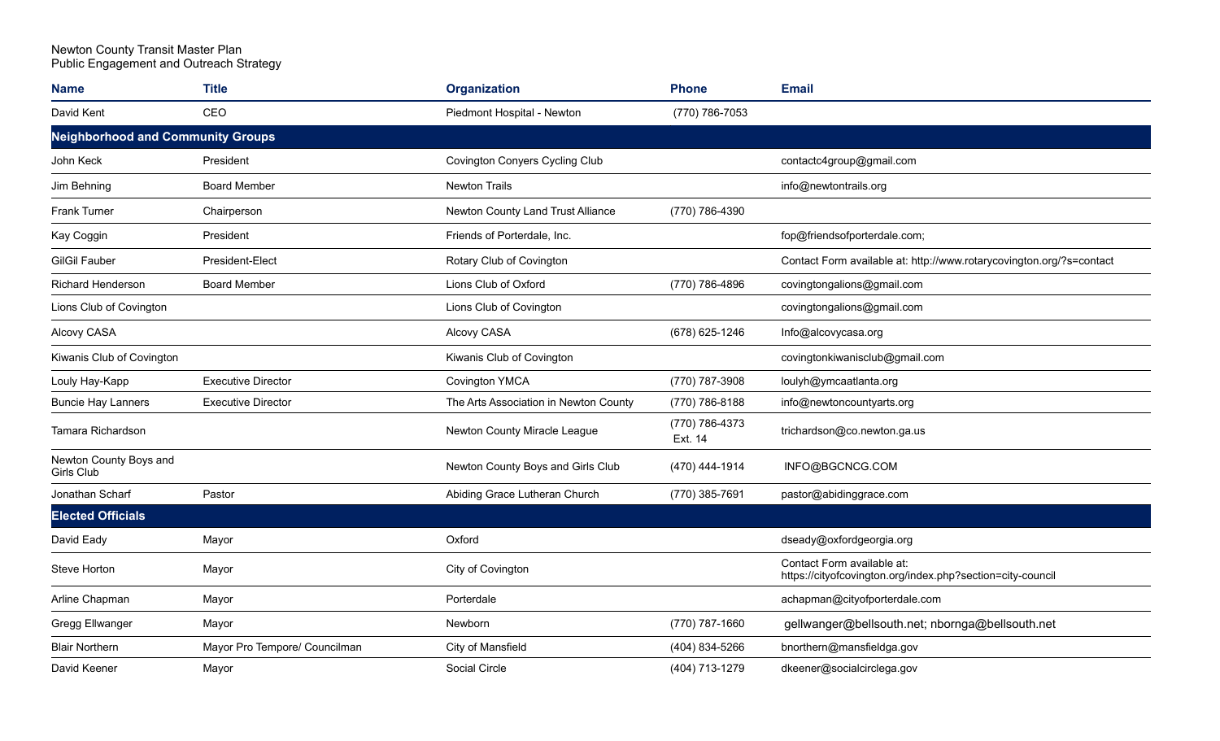Newton County Transit Master Plan
Public Engagement and Outreach Strategy

| Name | Title | Organization | Phone | Email |
|---|---|---|---|---|
| David Kent | CEO | Piedmont Hospital - Newton | (770) 786-7053 | |
| **Neighborhood and Community Groups** | | | | |
| John Keck | President | Covington Conyers Cycling Club | | contactc4group@gmail.com |
| Jim Behning | Board Member | Newton Trails | | info@newtontrails.org |
| Frank Turner | Chairperson | Newton County Land Trust Alliance | (770) 786-4390 | |
| Kay Coggin | President | Friends of Porterdale, Inc. | | fop@friendsofporterdale.com; |
| GilGil Fauber | President-Elect | Rotary Club of Covington | | Contact Form available at: http://www.rotarycovington.org/?s=contact |
| Richard Henderson | Board Member | Lions Club of Oxford | (770) 786-4896 | covingtongalions@gmail.com |
| Lions Club of Covington | | Lions Club of Covington | | covingtongalions@gmail.com |
| Alcovy CASA | | Alcovy CASA | (678) 625-1246 | Info@alcovycasa.org |
| Kiwanis Club of Covington | | Kiwanis Club of Covington | | covingtonkiwanisclub@gmail.com |
| Louly Hay-Kapp | Executive Director | Covington YMCA | (770) 787-3908 | loulyh@ymcaatlanta.org |
| Buncie Hay Lanners | Executive Director | The Arts Association in Newton County | (770) 786-8188 | info@newtoncountyarts.org |
| Tamara Richardson | | Newton County Miracle League | (770) 786-4373 Ext. 14 | trichardson@co.newton.ga.us |
| Newton County Boys and Girls Club | | Newton County Boys and Girls Club | (470) 444-1914 | INFO@BGCNCG.COM |
| Jonathan Scharf | Pastor | Abiding Grace Lutheran Church | (770) 385-7691 | pastor@abidinggrace.com |
| **Elected Officials** | | | | |
| David Eady | Mayor | Oxford | | dseady@oxfordgeorgia.org |
| Steve Horton | Mayor | City of Covington | | Contact Form available at: https://cityofcovington.org/index.php?section=city-council |
| Arline Chapman | Mayor | Porterdale | | achapman@cityofporterdale.com |
| Gregg Ellwanger | Mayor | Newborn | (770) 787-1660 | gellwanger@bellsouth.net; nbornga@bellsouth.net |
| Blair Northern | Mayor Pro Tempore/ Councilman | City of Mansfield | (404) 834-5266 | bnorthern@mansfieldga.gov |
| David Keener | Mayor | Social Circle | (404) 713-1279 | dkeener@socialcirclega.gov |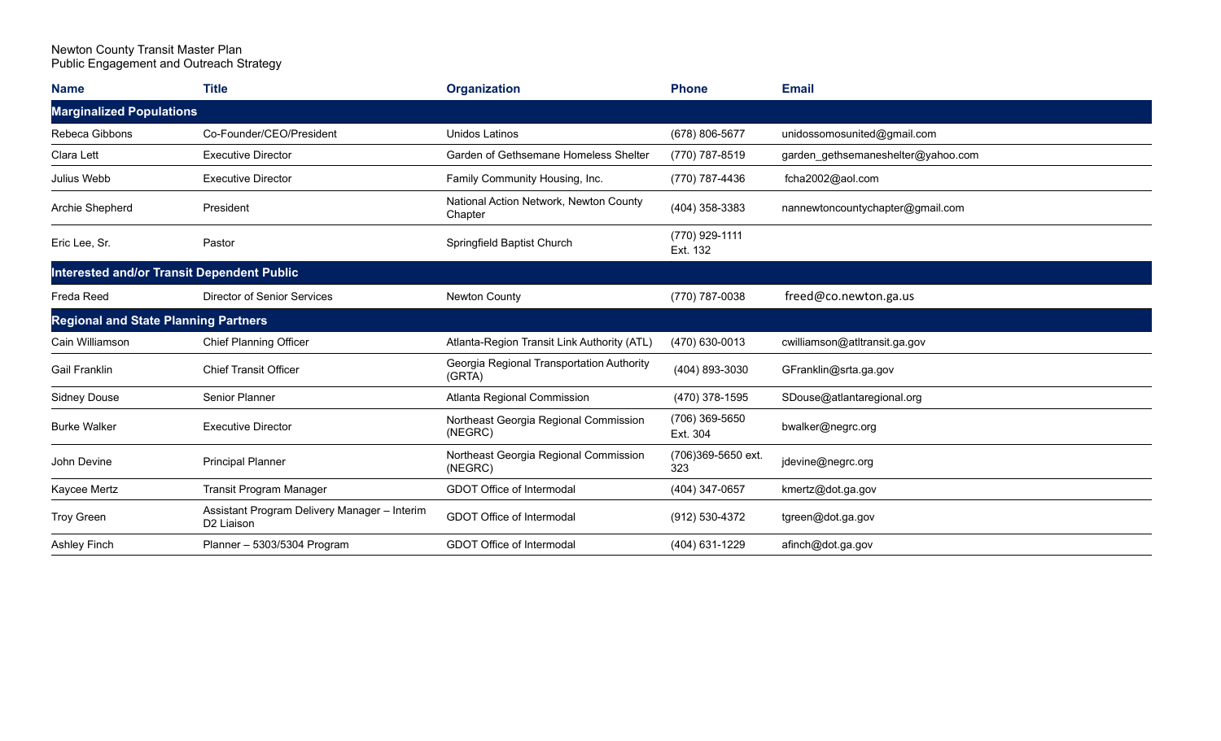Newton County Transit Master Plan
Public Engagement and Outreach Strategy

| Name | Title | Organization | Phone | Email |
|---|---|---|---|---|
| **Marginalized Populations** | | | | |
| Rebeca Gibbons | Co-Founder/CEO/President | Unidos Latinos | (678) 806-5677 | unidossomosunited@gmail.com |
| Clara Lett | Executive Director | Garden of Gethsemane Homeless Shelter | (770) 787-8519 | garden_gethsemaneshelter@yahoo.com |
| Julius Webb | Executive Director | Family Community Housing, Inc. | (770) 787-4436 | fcha2002@aol.com |
| Archie Shepherd | President | National Action Network, Newton County Chapter | (404) 358-3383 | nannewtoncountychapter@gmail.com |
| Eric Lee, Sr. | Pastor | Springfield Baptist Church | (770) 929-1111 Ext. 132 | |
| **Interested and/or Transit Dependent Public** | | | | |
| Freda Reed | Director of Senior Services | Newton County | (770) 787-0038 | freed@co.newton.ga.us |
| **Regional and State Planning Partners** | | | | |
| Cain Williamson | Chief Planning Officer | Atlanta-Region Transit Link Authority (ATL) | (470) 630-0013 | cwilliamson@atltransit.ga.gov |
| Gail Franklin | Chief Transit Officer | Georgia Regional Transportation Authority (GRTA) | (404) 893-3030 | GFranklin@srta.ga.gov |
| Sidney Douse | Senior Planner | Atlanta Regional Commission | (470) 378-1595 | SDouse@atlantaregional.org |
| Burke Walker | Executive Director | Northeast Georgia Regional Commission (NEGRC) | (706) 369-5650 Ext. 304 | bwalker@negrc.org |
| John Devine | Principal Planner | Northeast Georgia Regional Commission (NEGRC) | (706)369-5650 ext. 323 | jdevine@negrc.org |
| Kaycee Mertz | Transit Program Manager | GDOT Office of Intermodal | (404) 347-0657 | kmertz@dot.ga.gov |
| Troy Green | Assistant Program Delivery Manager – Interim D2 Liaison | GDOT Office of Intermodal | (912) 530-4372 | tgreen@dot.ga.gov |
| Ashley Finch | Planner – 5303/5304 Program | GDOT Office of Intermodal | (404) 631-1229 | afinch@dot.ga.gov |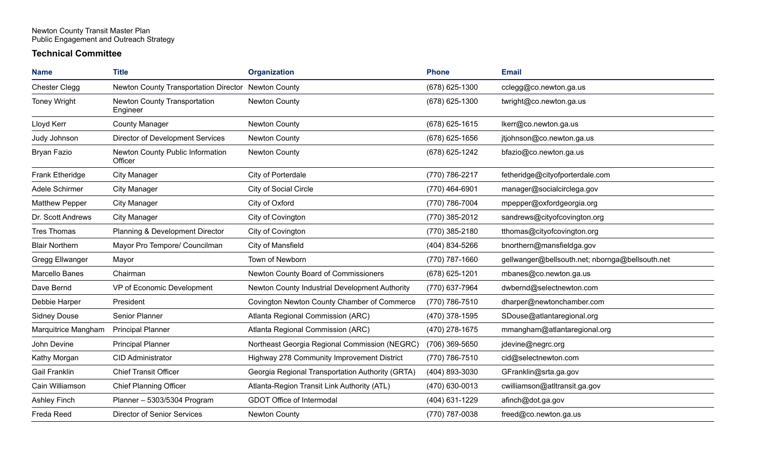Newton County Transit Master Plan
Public Engagement and Outreach Strategy

### Technical Committee

| Name | Title | Organization | Phone | Email |
|---|---|---|---|---|
| Chester Clegg | Newton County Transportation Director | Newton County | (678) 625-1300 | cclegg@co.newton.ga.us |
| Toney Wright | Newton County Transportation Engineer | Newton County | (678) 625-1300 | twright@co.newton.ga.us |
| Lloyd Kerr | County Manager | Newton County | (678) 625-1615 | lkerr@co.newton.ga.us |
| Judy Johnson | Director of Development Services | Newton County | (678) 625-1656 | jtjohnson@co.newton.ga.us |
| Bryan Fazio | Newton County Public Information Officer | Newton County | (678) 625-1242 | bfazio@co.newton.ga.us |
| Frank Etheridge | City Manager | City of Porterdale | (770) 786-2217 | fetheridge@cityofporterdale.com |
| Adele Schirmer | City Manager | City of Social Circle | (770) 464-6901 | manager@socialcirclega.gov |
| Matthew Pepper | City Manager | City of Oxford | (770) 786-7004 | mpepper@oxfordgeorgia.org |
| Dr. Scott Andrews | City Manager | City of Covington | (770) 385-2012 | sandrews@cityofcovington.org |
| Tres Thomas | Planning & Development Director | City of Covington | (770) 385-2180 | tthomas@cityofcovington.org |
| Blair Northern | Mayor Pro Tempore/ Councilman | City of Mansfield | (404) 834-5266 | bnorthern@mansfieldga.gov |
| Gregg Ellwanger | Mayor | Town of Newborn | (770) 787-1660 | gellwanger@bellsouth.net; nbornga@bellsouth.net |
| Marcello Banes | Chairman | Newton County Board of Commissioners | (678) 625-1201 | mbanes@co.newton.ga.us |
| Dave Bernd | VP of Economic Development | Newton County Industrial Development Authority | (770) 637-7964 | dwbernd@selectnewton.com |
| Debbie Harper | President | Covington Newton County Chamber of Commerce | (770) 786-7510 | dharper@newtonchamber.com |
| Sidney Douse | Senior Planner | Atlanta Regional Commission (ARC) | (470) 378-1595 | SDouse@atlantaregional.org |
| Marquitrice Mangham | Principal Planner | Atlanta Regional Commission (ARC) | (470) 278-1675 | mmangham@atlantaregional.org |
| John Devine | Principal Planner | Northeast Georgia Regional Commission (NEGRC) | (706) 369-5650 | jdevine@negrc.org |
| Kathy Morgan | CID Administrator | Highway 278 Community Improvement District | (770) 786-7510 | cid@selectnewton.com |
| Gail Franklin | Chief Transit Officer | Georgia Regional Transportation Authority (GRTA) | (404) 893-3030 | GFranklin@srta.ga.gov |
| Cain Williamson | Chief Planning Officer | Atlanta-Region Transit Link Authority (ATL) | (470) 630-0013 | cwilliamson@atltransit.ga.gov |
| Ashley Finch | Planner – 5303/5304 Program | GDOT Office of Intermodal | (404) 631-1229 | afinch@dot.ga.gov |
| Freda Reed | Director of Senior Services | Newton County | (770) 787-0038 | freed@co.newton.ga.us |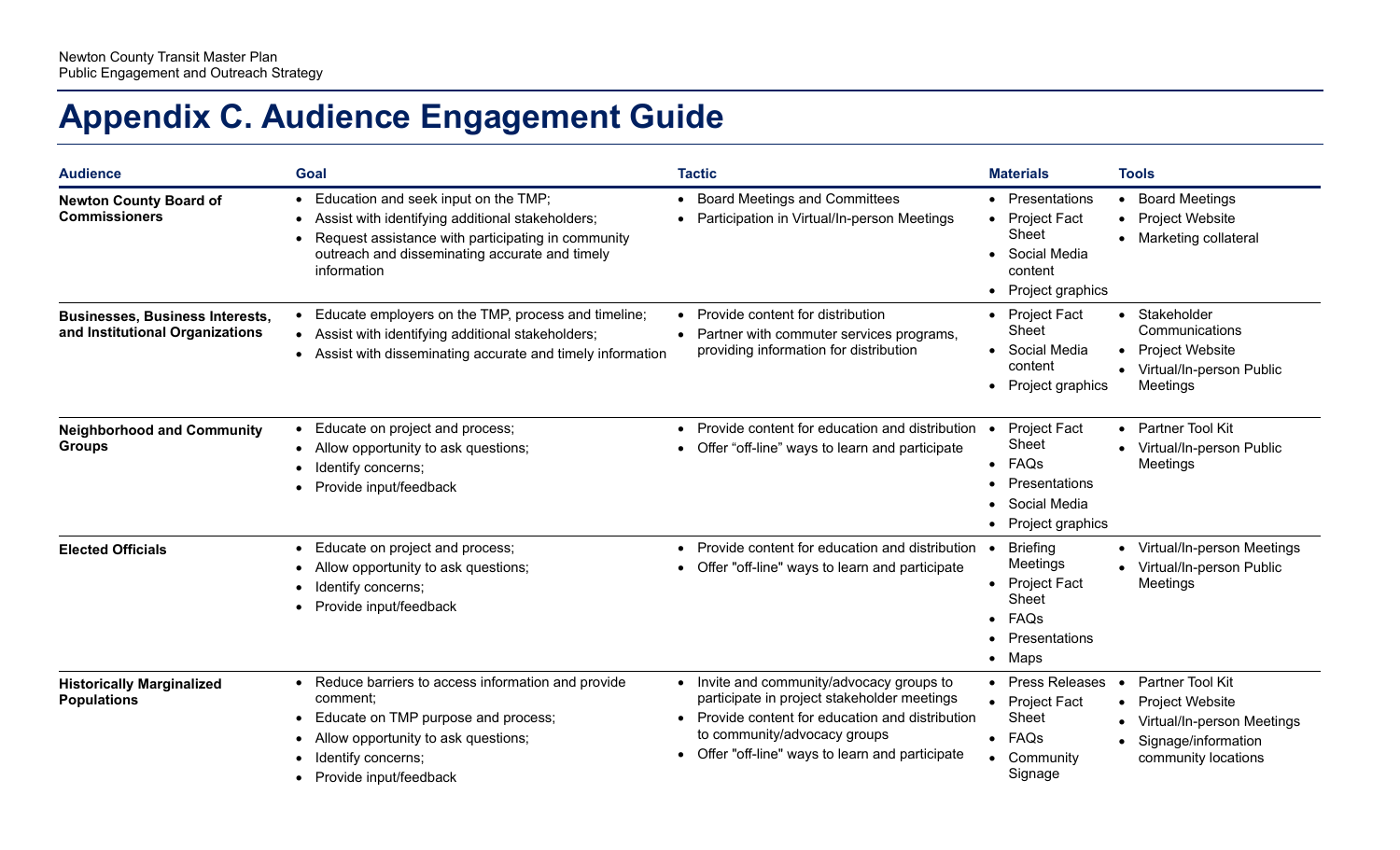# Appendix C. Audience Engagement Guide

| Audience | Goal | Tactic | Materials | Tools |
|---|---|---|---|---|
| **Newton County Board of Commissioners** | • Education and seek input on the TMP;<br>• Assist with identifying additional stakeholders;<br>• Request assistance with participating in community outreach and disseminating accurate and timely information | • Board Meetings and Committees<br>• Participation in Virtual/In-person Meetings | • Presentations<br>• Project Fact Sheet<br>• Social Media content<br>• Project graphics | • Board Meetings<br>• Project Website<br>• Marketing collateral |
| **Businesses, Business Interests, and Institutional Organizations** | • Educate employers on the TMP, process and timeline;<br>• Assist with identifying additional stakeholders;<br>• Assist with disseminating accurate and timely information | • Provide content for distribution<br>• Partner with commuter services programs, providing information for distribution | • Project Fact Sheet<br>• Social Media content<br>• Project graphics | • Stakeholder Communications<br>• Project Website<br>• Virtual/In-person Public Meetings |
| **Neighborhood and Community Groups** | • Educate on project and process;<br>• Allow opportunity to ask questions;<br>• Identify concerns;<br>• Provide input/feedback | • Provide content for education and distribution<br>• Offer "off-line" ways to learn and participate | • Project Fact Sheet<br>• FAQs<br>• Presentations<br>• Social Media<br>• Project graphics | • Partner Tool Kit<br>• Virtual/In-person Public Meetings |
| **Elected Officials** | • Educate on project and process;<br>• Allow opportunity to ask questions;<br>• Identify concerns;<br>• Provide input/feedback | • Provide content for education and distribution<br>• Offer "off-line" ways to learn and participate | • Briefing Meetings<br>• Project Fact Sheet<br>• FAQs<br>• Presentations<br>• Maps | • Virtual/In-person Meetings<br>• Virtual/In-person Public Meetings |
| **Historically Marginalized Populations** | • Reduce barriers to access information and provide comment;<br>• Educate on TMP purpose and process;<br>• Allow opportunity to ask questions;<br>• Identify concerns;<br>• Provide input/feedback | • Invite and community/advocacy groups to participate in project stakeholder meetings<br>• Provide content for education and distribution to community/advocacy groups<br>• Offer "off-line" ways to learn and participate | • Press Releases<br>• Project Fact Sheet<br>• FAQs<br>• Community Signage | • Partner Tool Kit<br>• Project Website<br>• Virtual/In-person Meetings<br>• Signage/information community locations |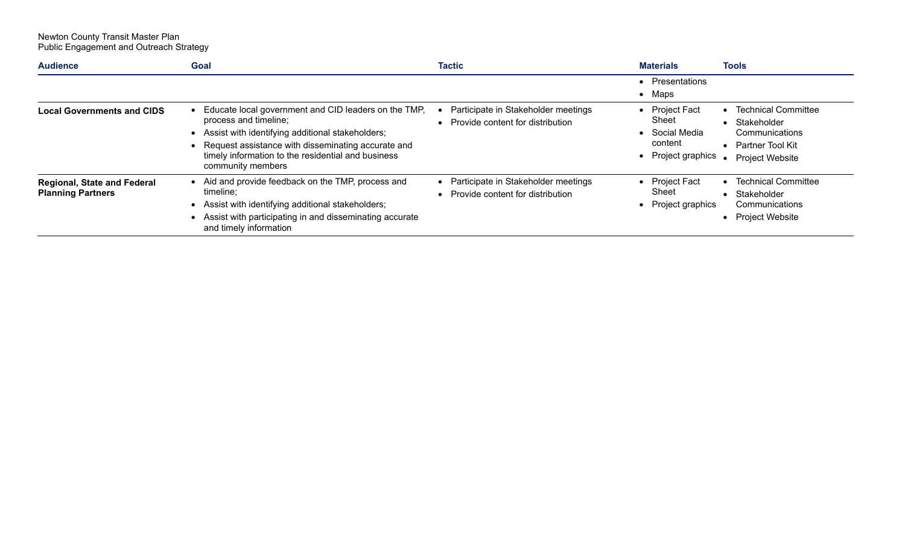| Audience | Goal | Tactic | Materials | Tools |
|---|---|---|---|---|
| | | | • Presentations<br>• Maps | |
| **Local Governments and CIDS** | • Educate local government and CID leaders on the TMP, process and timeline;<br>• Assist with identifying additional stakeholders;<br>• Request assistance with disseminating accurate and timely information to the residential and business community members | • Participate in Stakeholder meetings<br>• Provide content for distribution | • Project Fact Sheet<br>• Social Media content<br>• Project graphics | • Technical Committee<br>• Stakeholder Communications<br>• Partner Tool Kit<br>• Project Website |
| **Regional, State and Federal Planning Partners** | • Aid and provide feedback on the TMP, process and timeline;<br>• Assist with identifying additional stakeholders;<br>• Assist with participating in and disseminating accurate and timely information | • Participate in Stakeholder meetings<br>• Provide content for distribution | • Project Fact Sheet<br>• Project graphics | • Technical Committee<br>• Stakeholder Communications<br>• Project Website |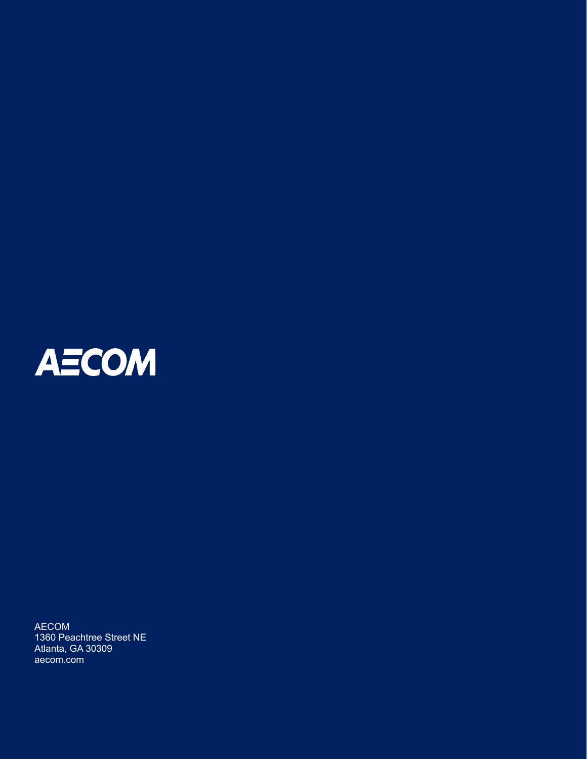AECOM

AECOM
1360 Peachtree Street NE
Atlanta, GA 30309
aecom.com